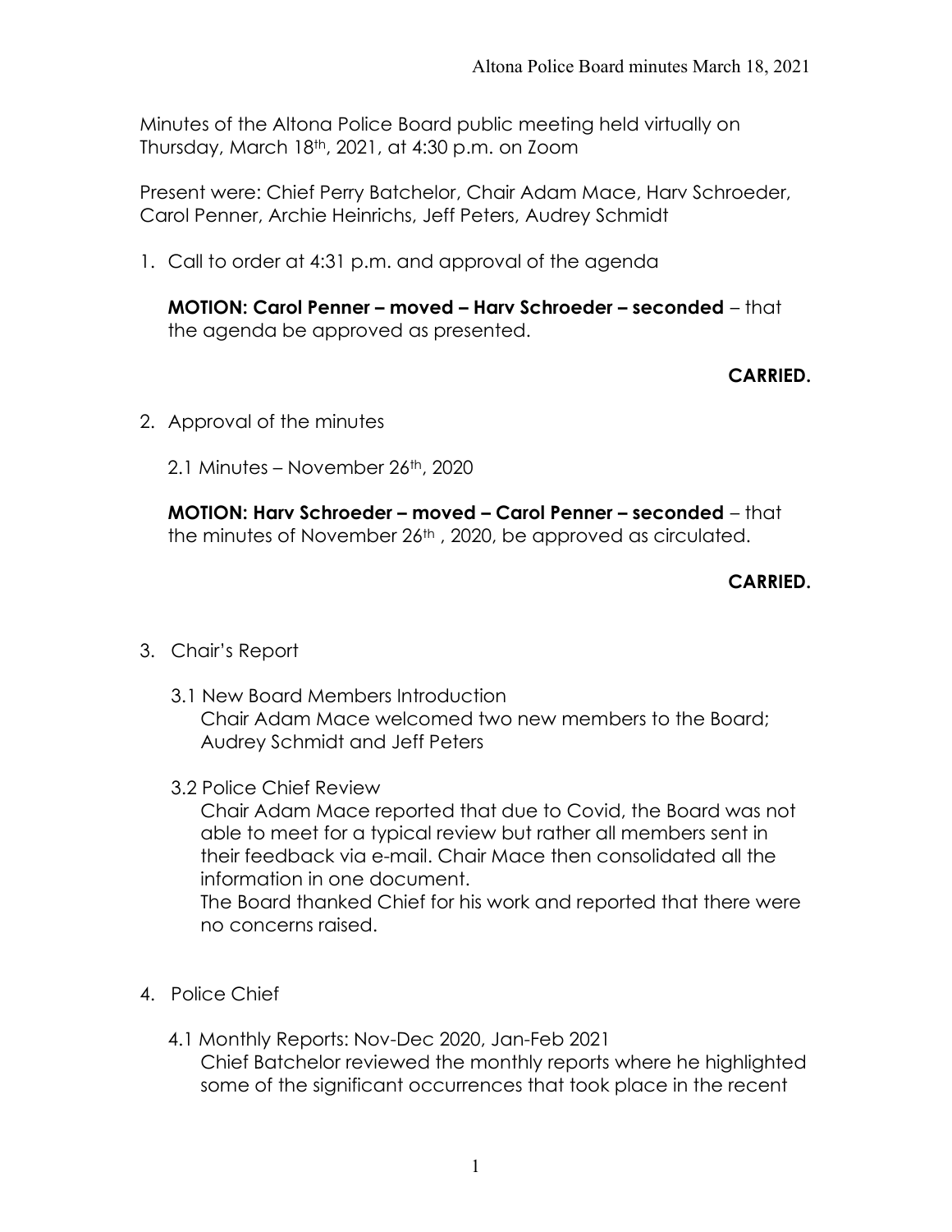Minutes of the Altona Police Board public meeting held virtually on Thursday, March 18th, 2021, at 4:30 p.m. on Zoom

Present were: Chief Perry Batchelor, Chair Adam Mace, Harv Schroeder, Carol Penner, Archie Heinrichs, Jeff Peters, Audrey Schmidt

1. Call to order at 4:31 p.m. and approval of the agenda

   **MOTION: Carol Penner – moved – Harv Schroeder – seconded** – that the agenda be approved as presented.

   **CARRIED.**

2. Approval of the minutes

   2.1 Minutes – November 26th, 2020

   **MOTION: Harv Schroeder – moved – Carol Penner – seconded** – that the minutes of November 26th , 2020, be approved as circulated.

   **CARRIED.**

3. Chair's Report

   3.1 New Board Members Introduction
   Chair Adam Mace welcomed two new members to the Board; Audrey Schmidt and Jeff Peters

   3.2 Police Chief Review
   Chair Adam Mace reported that due to Covid, the Board was not able to meet for a typical review but rather all members sent in their feedback via e-mail. Chair Mace then consolidated all the information in one document.
   The Board thanked Chief for his work and reported that there were no concerns raised.

4. Police Chief

   4.1 Monthly Reports: Nov-Dec 2020, Jan-Feb 2021
   Chief Batchelor reviewed the monthly reports where he highlighted some of the significant occurrences that took place in the recent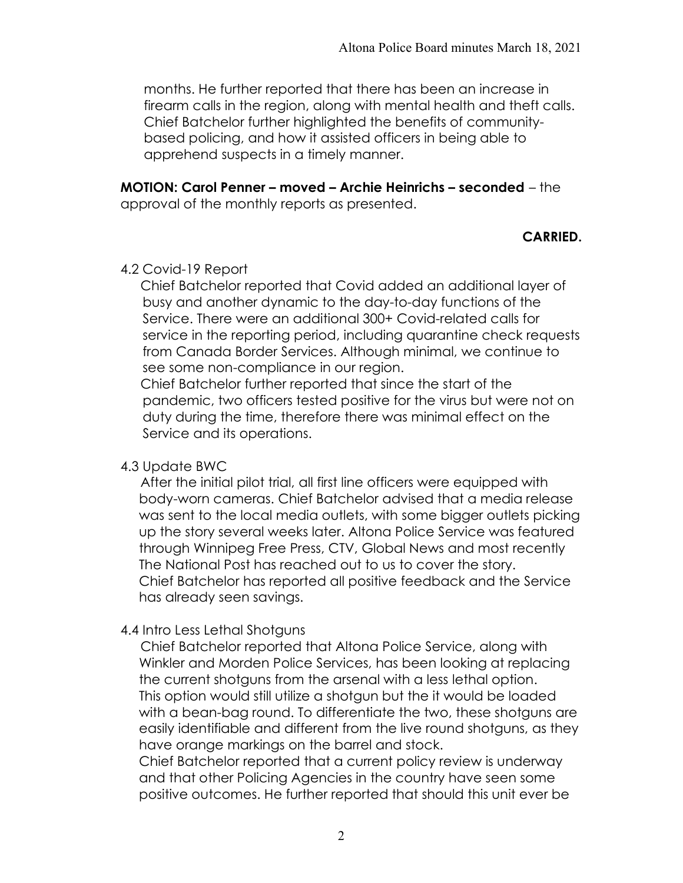months. He further reported that there has been an increase in firearm calls in the region, along with mental health and theft calls. Chief Batchelor further highlighted the benefits of community-based policing, and how it assisted officers in being able to apprehend suspects in a timely manner.

**MOTION: Carol Penner – moved – Archie Heinrichs – seconded** – the approval of the monthly reports as presented.

**CARRIED.**

4.2 Covid-19 Report

Chief Batchelor reported that Covid added an additional layer of busy and another dynamic to the day-to-day functions of the Service. There were an additional 300+ Covid-related calls for service in the reporting period, including quarantine check requests from Canada Border Services. Although minimal, we continue to see some non-compliance in our region.

Chief Batchelor further reported that since the start of the pandemic, two officers tested positive for the virus but were not on duty during the time, therefore there was minimal effect on the Service and its operations.

4.3 Update BWC

After the initial pilot trial, all first line officers were equipped with body-worn cameras. Chief Batchelor advised that a media release was sent to the local media outlets, with some bigger outlets picking up the story several weeks later. Altona Police Service was featured through Winnipeg Free Press, CTV, Global News and most recently The National Post has reached out to us to cover the story.

Chief Batchelor has reported all positive feedback and the Service has already seen savings.

4.4 Intro Less Lethal Shotguns

Chief Batchelor reported that Altona Police Service, along with Winkler and Morden Police Services, has been looking at replacing the current shotguns from the arsenal with a less lethal option. This option would still utilize a shotgun but the it would be loaded with a bean-bag round. To differentiate the two, these shotguns are easily identifiable and different from the live round shotguns, as they have orange markings on the barrel and stock.

Chief Batchelor reported that a current policy review is underway and that other Policing Agencies in the country have seen some positive outcomes. He further reported that should this unit ever be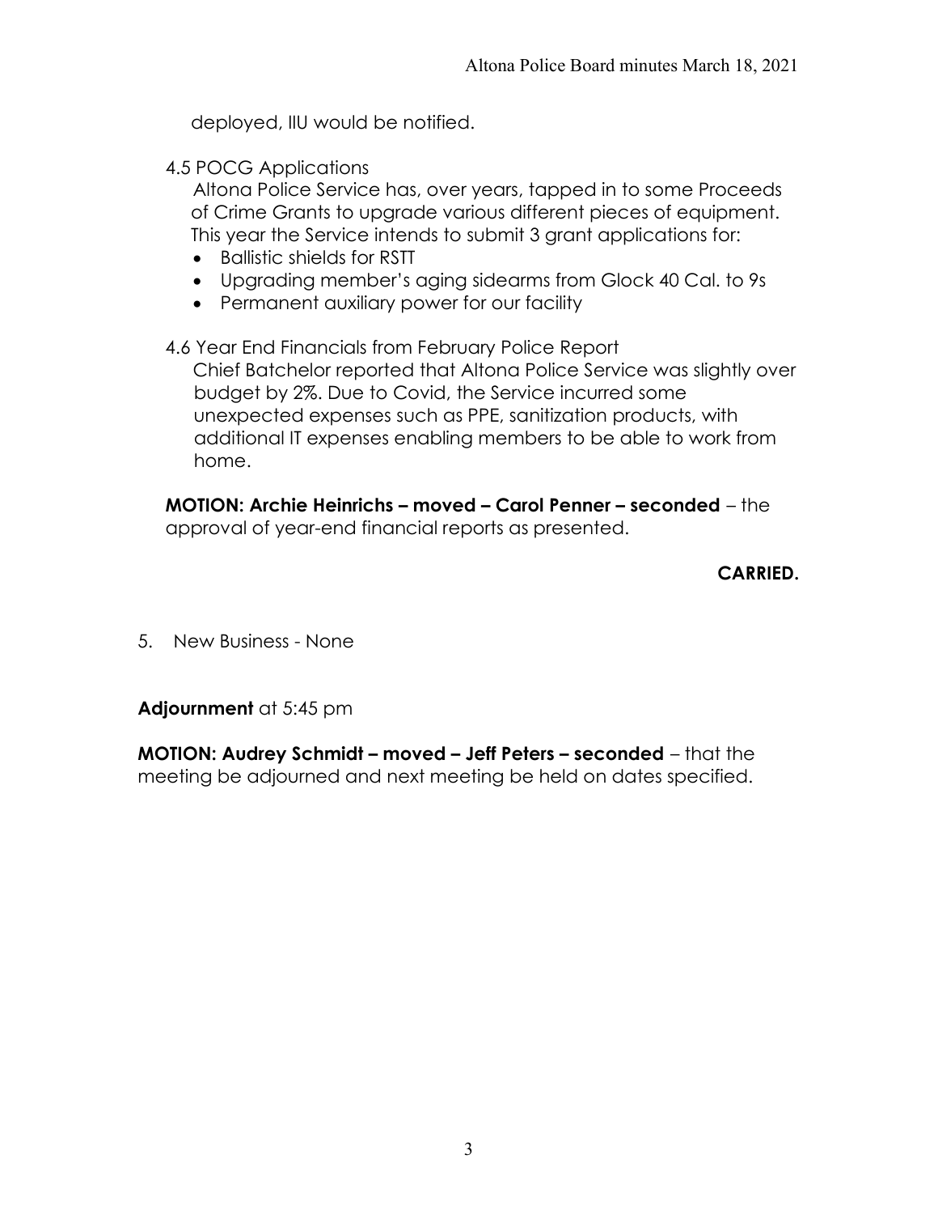deployed, IIU would be notified.

4.5 POCG Applications

Altona Police Service has, over years, tapped in to some Proceeds of Crime Grants to upgrade various different pieces of equipment. This year the Service intends to submit 3 grant applications for:

- Ballistic shields for RSTT
- Upgrading member's aging sidearms from Glock 40 Cal. to 9s
- Permanent auxiliary power for our facility

4.6 Year End Financials from February Police Report

Chief Batchelor reported that Altona Police Service was slightly over budget by 2%. Due to Covid, the Service incurred some unexpected expenses such as PPE, sanitization products, with additional IT expenses enabling members to be able to work from home.

**MOTION: Archie Heinrichs – moved – Carol Penner – seconded** – the approval of year-end financial reports as presented.

**CARRIED.**

5. New Business - None

**Adjournment** at 5:45 pm

**MOTION: Audrey Schmidt – moved – Jeff Peters – seconded** – that the meeting be adjourned and next meeting be held on dates specified.